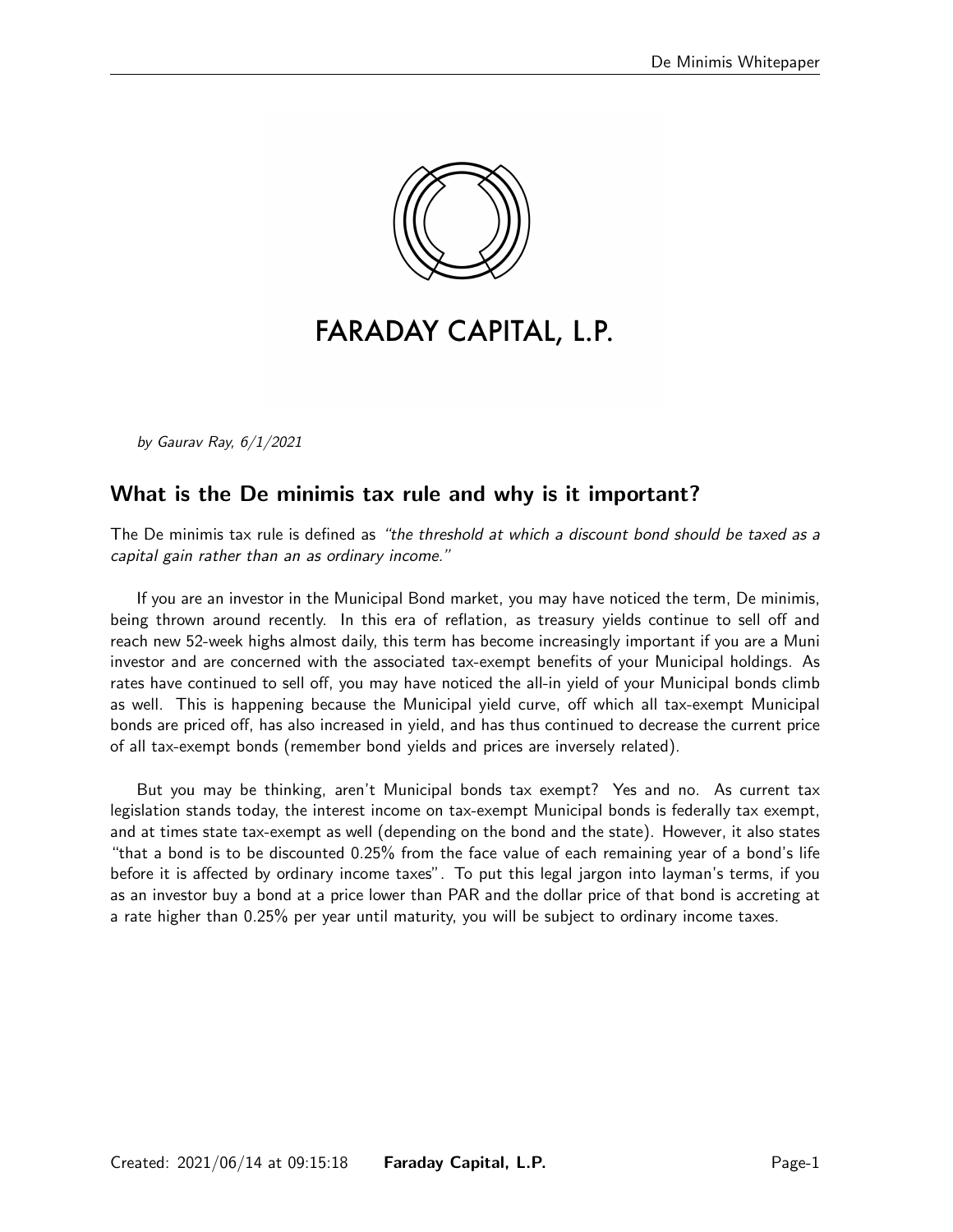# FARADAY CAPITAL, L.P.

*by Gaurav Ray, 6/1/2021*

## What is the De minimis tax rule and why is it important?

The De minimis tax rule is defined as *"the threshold at which a discount bond should be taxed as a capital gain rather than an as ordinary income."*

If you are an investor in the Municipal Bond market, you may have noticed the term, De minimis, being thrown around recently. In this era of reflation, as treasury yields continue to sell off and reach new 52-week highs almost daily, this term has become increasingly important if you are a Muni investor and are concerned with the associated tax-exempt benefits of your Municipal holdings. As rates have continued to sell off, you may have noticed the all-in yield of your Municipal bonds climb as well. This is happening because the Municipal yield curve, off which all tax-exempt Municipal bonds are priced off, has also increased in yield, and has thus continued to decrease the current price of all tax-exempt bonds (remember bond yields and prices are inversely related).

But you may be thinking, aren't Municipal bonds tax exempt? Yes and no. As current tax legislation stands today, the interest income on tax-exempt Municipal bonds is federally tax exempt, and at times state tax-exempt as well (depending on the bond and the state). However, it also states "that a bond is to be discounted 0.25% from the face value of each remaining year of a bond's life before it is affected by ordinary income taxes". To put this legal jargon into layman's terms, if you as an investor buy a bond at a price lower than PAR and the dollar price of that bond is accreting at a rate higher than 0.25% per year until maturity, you will be subject to ordinary income taxes.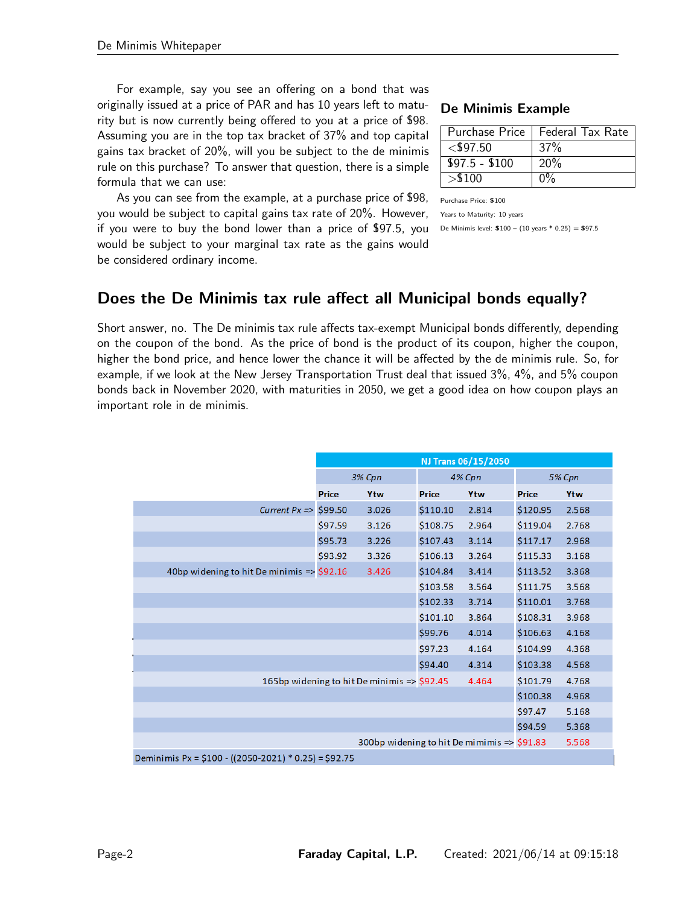For example, say you see an offering on a bond that was originally issued at a price of PAR and has 10 years left to maturity but is now currently being offered to you at a price of $98. Assuming you are in the top tax bracket of 37% and top capital gains tax bracket of 20%, will you be subject to the de minimis rule on this purchase? To answer that question, there is a simple formula that we can use:

### De Minimis Example

| Purchase Price | Federal Tax Rate |
|---|---|
| <$97.50 | 37% |
| $97.5 - $100 | 20% |
| >$100 | 0% |

Purchase Price: $100

Years to Maturity: 10 years

De Minimis level: $100 − (10 years * 0.25) = $97.5

As you can see from the example, at a purchase price of $98, you would be subject to capital gains tax rate of 20%. However, if you were to buy the bond lower than a price of $97.5, you would be subject to your marginal tax rate as the gains would be considered ordinary income.

## Does the De Minimis tax rule affect all Municipal bonds equally?

Short answer, no. The De minimis tax rule affects tax-exempt Municipal bonds differently, depending on the coupon of the bond. As the price of bond is the product of its coupon, higher the coupon, higher the bond price, and hence lower the chance it will be affected by the de minimis rule. So, for example, if we look at the New Jersey Transportation Trust deal that issued 3%, 4%, and 5% coupon bonds back in November 2020, with maturities in 2050, we get a good idea on how coupon plays an important role in de minimis.

| | NJ Trans 06/15/2050 | | | | | |
|---|---|---|---|---|---|---|
| | *3% Cpn* | | *4% Cpn* | | *5% Cpn* | |
| | **Price** | **Ytw** | **Price** | **Ytw** | **Price** | **Ytw** |
| *Current Px =>* | $99.50 | 3.026 | $110.10 | 2.814 | $120.95 | 2.568 |
| | $97.59 | 3.126 | $108.75 | 2.964 | $119.04 | 2.768 |
| | $95.73 | 3.226 | $107.43 | 3.114 | $117.17 | 2.968 |
| | $93.92 | 3.326 | $106.13 | 3.264 | $115.33 | 3.168 |
| 40bp widening to hit De minimis => | $92.16 | 3.426 | $104.84 | 3.414 | $113.52 | 3.368 |
| | | | $103.58 | 3.564 | $111.75 | 3.568 |
| | | | $102.33 | 3.714 | $110.01 | 3.768 |
| | | | $101.10 | 3.864 | $108.31 | 3.968 |
| | | | $99.76 | 4.014 | $106.63 | 4.168 |
| | | | $97.23 | 4.164 | $104.99 | 4.368 |
| | | | $94.40 | 4.314 | $103.38 | 4.568 |
| | | 165bp widening to hit De minimis => | $92.45 | 4.464 | $101.79 | 4.768 |
| | | | | | $100.38 | 4.968 |
| | | | | | $97.47 | 5.168 |
| | | | | | $94.59 | 5.368 |
| | | | | 300bp widening to hit De mimimis => | $91.83 | 5.568 |
| Deminimis Px = $100 - ((2050-2021) * 0.25) = $92.75 | | | | | | |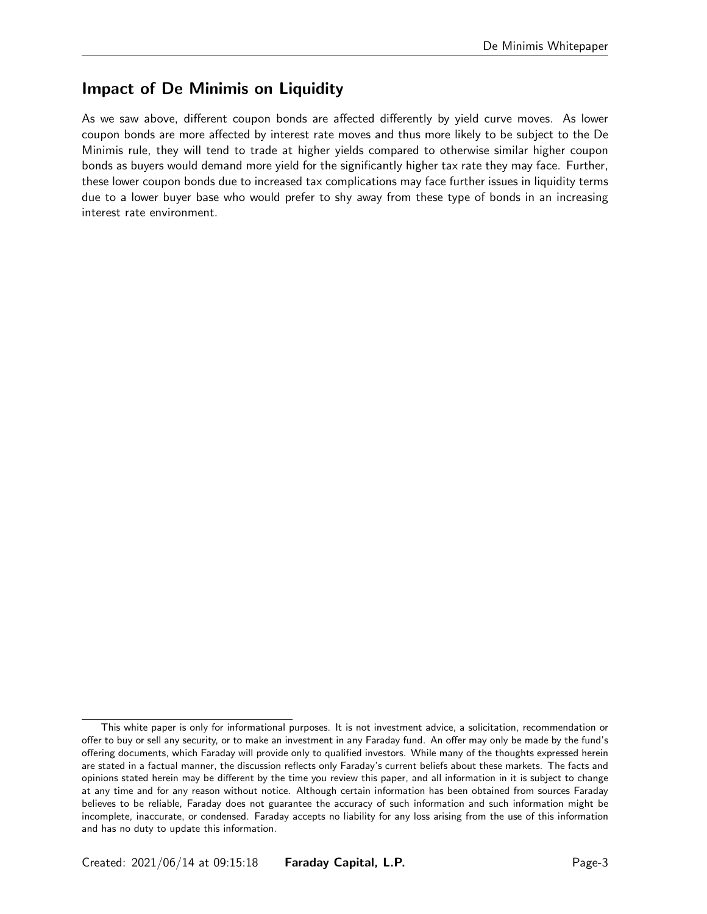## Impact of De Minimis on Liquidity

As we saw above, different coupon bonds are affected differently by yield curve moves. As lower coupon bonds are more affected by interest rate moves and thus more likely to be subject to the De Minimis rule, they will tend to trade at higher yields compared to otherwise similar higher coupon bonds as buyers would demand more yield for the significantly higher tax rate they may face. Further, these lower coupon bonds due to increased tax complications may face further issues in liquidity terms due to a lower buyer base who would prefer to shy away from these type of bonds in an increasing interest rate environment.

---

This white paper is only for informational purposes. It is not investment advice, a solicitation, recommendation or offer to buy or sell any security, or to make an investment in any Faraday fund. An offer may only be made by the fund's offering documents, which Faraday will provide only to qualified investors. While many of the thoughts expressed herein are stated in a factual manner, the discussion reflects only Faraday's current beliefs about these markets. The facts and opinions stated herein may be different by the time you review this paper, and all information in it is subject to change at any time and for any reason without notice. Although certain information has been obtained from sources Faraday believes to be reliable, Faraday does not guarantee the accuracy of such information and such information might be incomplete, inaccurate, or condensed. Faraday accepts no liability for any loss arising from the use of this information and has no duty to update this information.